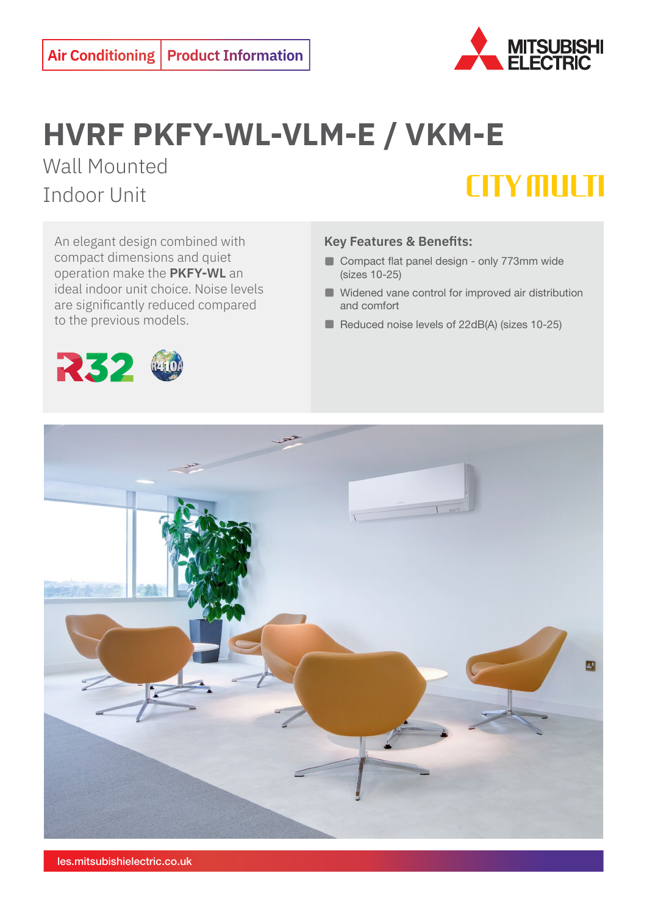Air Conditioning | Product Information

# HVRF PKFY-WL-VLM-E / VKM-E

Wall Mounted

Indoor Unit

CITY MULTI

An elegant design combined with compact dimensions and quiet operation make the **PKFY-WL** an ideal indoor unit choice. Noise levels are significantly reduced compared to the previous models.

R32 R410A

### Key Features & Benefits:

- Compact flat panel design - only 773mm wide (sizes 10-25)
- Widened vane control for improved air distribution and comfort
- Reduced noise levels of 22dB(A) (sizes 10-25)

les.mitsubishielectric.co.uk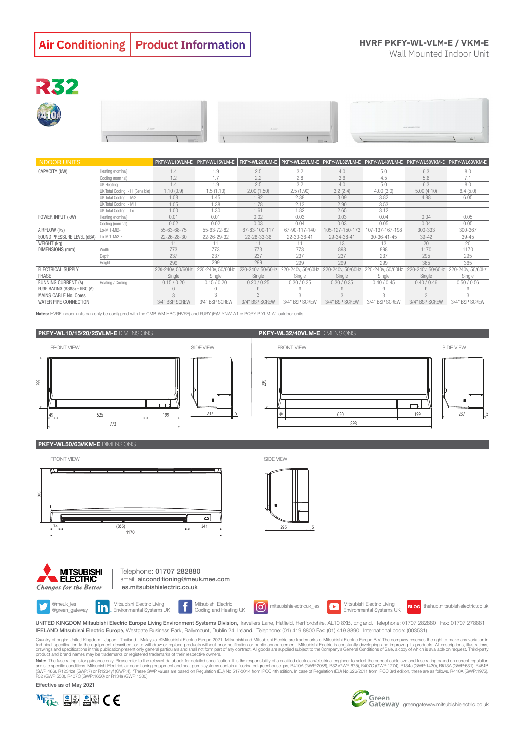# Air Conditioning | Product Information

## HVRF PKFY-WL-VLM-E / VKM-E
Wall Mounted Indoor Unit

R32

R410A

| INDOOR UNITS | | PKFY-WL10VLM-E | PKFY-WL15VLM-E | PKFY-WL20VLM-E | PKFY-WL25VLM-E | PKFY-WL32VLM-E | PKFY-WL40VLM-E | PKFY-WL50VKM-E | PKFY-WL63VKM-E |
|---|---|---|---|---|---|---|---|---|---|
| CAPACITY (kW) | Heating (nominal) | 1.4 | 1.9 | 2.5 | 3.2 | 4.0 | 5.0 | 6.3 | 8.0 |
| | Cooling (nominal) | 1.2 | 1.7 | 2.2 | 2.8 | 3.6 | 4.5 | 5.6 | 7.1 |
| | UK Heating | 1.4 | 1.9 | 2.5 | 3.2 | 4.0 | 5.0 | 6.3 | 8.0 |
| | UK Total Cooling - Hi (Sensible) | 1.10 (0.9) | 1.5 (1.10) | 2.00 (1.50) | 2.5 (1.90) | 3.2 (2.4) | 4.00 (3.0) | 5.00 (4.10) | 6.4 (5.0) |
| | UK Total Cooling - Mi2 | 1.08 | 1.45 | 1.92 | 2.38 | 3.09 | 3.82 | 4.88 | 6.05 |
| | UK Total Cooling - Mi1 | 1.05 | 1.38 | 1.78 | 2.13 | 2.90 | 3.53 | | |
| | UK Total Cooling - Lo | 1.00 | 1.30 | 1.61 | 1.82 | 2.65 | 3.12 | | |
| POWER INPUT (kW) | Heating (nominal) | 0.01 | 0.01 | 0.02 | 0.03 | 0.03 | 0.04 | 0.04 | 0.05 |
| | Cooling (nominal) | 0.02 | 0.02 | 0.03 | 0.04 | 0.03 | 0.05 | 0.04 | 0.05 |
| AIRFLOW (l/s) | Lo-Mi1-Mi2-Hi | 55-63-68-75 | 55-63-72-82 | 67-83-100-117 | 67-90-117-140 | 105-127-150-173 | 107-137-167-198 | 300-333 | 300-367 |
| SOUND PRESSURE LEVEL (dBA) | Lo-Mi1-Mi2-Hi | 22-26-28-30 | 22-26-29-32 | 22-28-33-36 | 22-30-36-41 | 29-34-38-41 | 30-36-41-45 | 39-42 | 39-45 |
| WEIGHT (kg) | | 11 | 11 | 11 | 11 | 13 | 13 | 20 | 20 |
| DIMENSIONS (mm) | Width | 773 | 773 | 773 | 773 | 898 | 898 | 1170 | 1170 |
| | Depth | 237 | 237 | 237 | 237 | 237 | 237 | 295 | 295 |
| | Height | 299 | 299 | 299 | 299 | 299 | 299 | 365 | 365 |
| ELECTRICAL SUPPLY | | 220-240v, 50/60Hz | 220-240v, 50/60Hz | 220-240v, 50/60Hz | 220-240v, 50/60Hz | 220-240v, 50/60Hz | 220-240v, 50/60Hz | 220-240v, 50/60Hz | 220-240v, 50/60Hz |
| PHASE | | Single | Single | Single | Single | Single | Single | Single | Single |
| RUNNING CURRENT (A) | Heating / Cooling | 0.15 / 0.20 | 0.15 / 0.20 | 0.20 / 0.25 | 0.30 / 0.35 | 0.30 / 0.35 | 0.40 / 0.45 | 0.40 / 0.46 | 0.50 / 0.56 |
| FUSE RATING (BS88) - HRC (A) | | 6 | 6 | 6 | 6 | 6 | 6 | 6 | 6 |
| MAINS CABLE No. Cores | | 3 | 3 | 3 | 3 | 3 | 3 | 3 | 3 |
| WATER PIPE CONNECTION | | 3/4" BSP SCREW | 3/4" BSP SCREW | 3/4" BSP SCREW | 3/4" BSP SCREW | 3/4" BSP SCREW | 3/4" BSP SCREW | 3/4" BSP SCREW | 3/4" BSP SCREW |

**Notes:** HVRF indoor units can only be configured with the CMB-WM HBC (HVRF) and PURY-(E)M YNW-A1 or PQRY-P YLM-A1 outdoor units.

### PKFY-WL10/15/20/25VLM-E DIMENSIONS

FRONT VIEW

299

49 525 199

773

SIDE VIEW

237 5

### PKFY-WL32/40VLM-E DIMENSIONS

FRONT VIEW

299

49 650 199

898

SIDE VIEW

237 5

### PKFY-WL50/63VKM-E DIMENSIONS

FRONT VIEW

365

74 (855) 241

1170

SIDE VIEW

295 5

MITSUBISHI ELECTRIC
*Changes for the Better*

Telephone: **01707 282880**
email: **air.conditioning@meuk.mee.com**
**les.mitsubishielectric.co.uk**

@meuk_les @green_gateway | Mitsubishi Electric Living Environmental Systems UK | Mitsubishi Electric Cooling and Heating UK | mitsubishielectricuk_les | Mitsubishi Electric Living Environmental Systems UK | BLOG thehub.mitsubishielectric.co.uk

**UNITED KINGDOM Mitsubishi Electric Europe Living Environment Systems Division,** Travellers Lane, Hatfield, Hertfordshire, AL10 8XB, England. Telephone: 01707 282880 Fax: 01707 278881
**IRELAND Mitsubishi Electric Europe,** Westgate Business Park, Ballymount, Dublin 24, Ireland. Telephone: (01) 419 8800 Fax: (01) 419 8890 International code: (003531)

Country of origin: United Kingdom - Japan - Thailand - Malaysia. ©Mitsubishi Electric Europe 2021. Mitsubishi and Mitsubishi Electric are trademarks of Mitsubishi Electric Europe B.V. The company reserves the right to make any variation in technical specification to the equipment described, or to withdraw or replace products without prior notification or public announcement. Mitsubishi Electric is constantly developing and improving its products. All descriptions, illustrations, drawings and specifications in this publication present only general particulars and shall not form part of any contract. All goods are supplied subject to the Company's General Conditions of Sale, a copy of which is available on request. Third-party product and brand names may be trademarks or registered trademarks of their respective owners.

**Note:** The fuse rating is for guidance only. Please refer to the relevant databook for detailed specification. It is the responsibility of a qualified electrician/electrical engineer to select the correct cable size and fuse rating based on current regulation and site specific conditions. Mitsubishi Electric's air conditioning equipment and heat pump systems contain a fluorinated greenhouse gas, R410A (GWP:2088), R32 (GWP:675), R407C (GWP:1774), R134a (GWP:1430), R513A (GWP:631), R454B (GWP:466), R1234ze (GWP:7) or R1234yf (GWP:4). *These GWP values are based on Regulation (EU) No 517/2014 from IPCC 4th edition. In case of Regulation (EU) No.626/2011 from IPCC 3rd edition, these are as follows. R410A (GWP:1975), R32 (GWP:550), R407C (GWP:1650) or R134a (GWP:1300).

Effective as of May 2021

Green Gateway greengateway.mitsubishielectric.co.uk